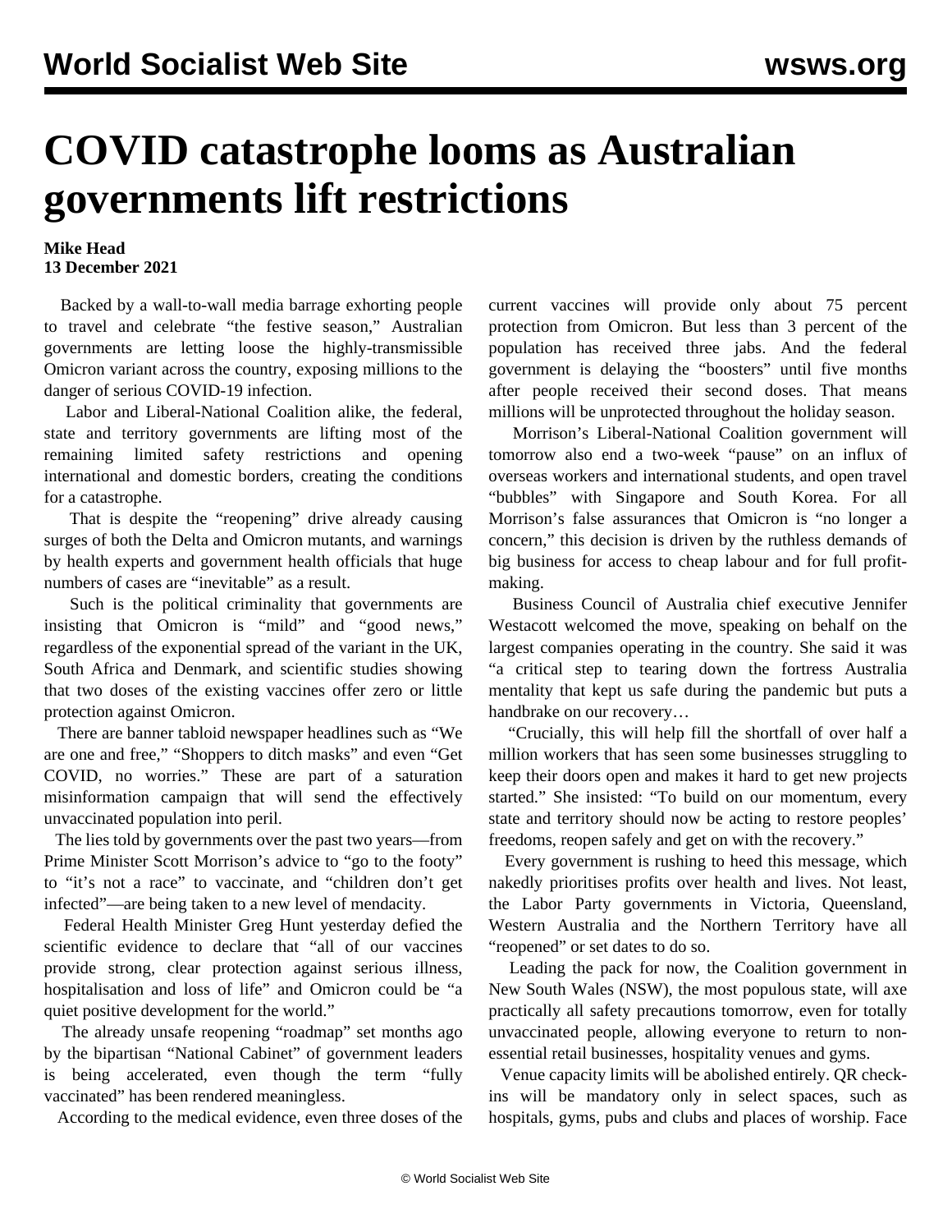# COVID catastrophe looms as Australian governments lift restrictions

**Mike Head**
**13 December 2021**

Backed by a wall-to-wall media barrage exhorting people to travel and celebrate "the festive season," Australian governments are letting loose the highly-transmissible Omicron variant across the country, exposing millions to the danger of serious COVID-19 infection.

Labor and Liberal-National Coalition alike, the federal, state and territory governments are lifting most of the remaining limited safety restrictions and opening international and domestic borders, creating the conditions for a catastrophe.

That is despite the "reopening" drive already causing surges of both the Delta and Omicron mutants, and warnings by health experts and government health officials that huge numbers of cases are "inevitable" as a result.

Such is the political criminality that governments are insisting that Omicron is "mild" and "good news," regardless of the exponential spread of the variant in the UK, South Africa and Denmark, and scientific studies showing that two doses of the existing vaccines offer zero or little protection against Omicron.

There are banner tabloid newspaper headlines such as "We are one and free," "Shoppers to ditch masks" and even "Get COVID, no worries." These are part of a saturation misinformation campaign that will send the effectively unvaccinated population into peril.

The lies told by governments over the past two years—from Prime Minister Scott Morrison's advice to "go to the footy" to "it's not a race" to vaccinate, and "children don't get infected"—are being taken to a new level of mendacity.

Federal Health Minister Greg Hunt yesterday defied the scientific evidence to declare that "all of our vaccines provide strong, clear protection against serious illness, hospitalisation and loss of life" and Omicron could be "a quiet positive development for the world."

The already unsafe reopening "roadmap" set months ago by the bipartisan "National Cabinet" of government leaders is being accelerated, even though the term "fully vaccinated" has been rendered meaningless.

According to the medical evidence, even three doses of the current vaccines will provide only about 75 percent protection from Omicron. But less than 3 percent of the population has received three jabs. And the federal government is delaying the "boosters" until five months after people received their second doses. That means millions will be unprotected throughout the holiday season.

Morrison's Liberal-National Coalition government will tomorrow also end a two-week "pause" on an influx of overseas workers and international students, and open travel "bubbles" with Singapore and South Korea. For all Morrison's false assurances that Omicron is "no longer a concern," this decision is driven by the ruthless demands of big business for access to cheap labour and for full profit-making.

Business Council of Australia chief executive Jennifer Westacott welcomed the move, speaking on behalf on the largest companies operating in the country. She said it was "a critical step to tearing down the fortress Australia mentality that kept us safe during the pandemic but puts a handbrake on our recovery…

"Crucially, this will help fill the shortfall of over half a million workers that has seen some businesses struggling to keep their doors open and makes it hard to get new projects started." She insisted: "To build on our momentum, every state and territory should now be acting to restore peoples' freedoms, reopen safely and get on with the recovery."

Every government is rushing to heed this message, which nakedly prioritises profits over health and lives. Not least, the Labor Party governments in Victoria, Queensland, Western Australia and the Northern Territory have all "reopened" or set dates to do so.

Leading the pack for now, the Coalition government in New South Wales (NSW), the most populous state, will axe practically all safety precautions tomorrow, even for totally unvaccinated people, allowing everyone to return to non-essential retail businesses, hospitality venues and gyms.

Venue capacity limits will be abolished entirely. QR check-ins will be mandatory only in select spaces, such as hospitals, gyms, pubs and clubs and places of worship. Face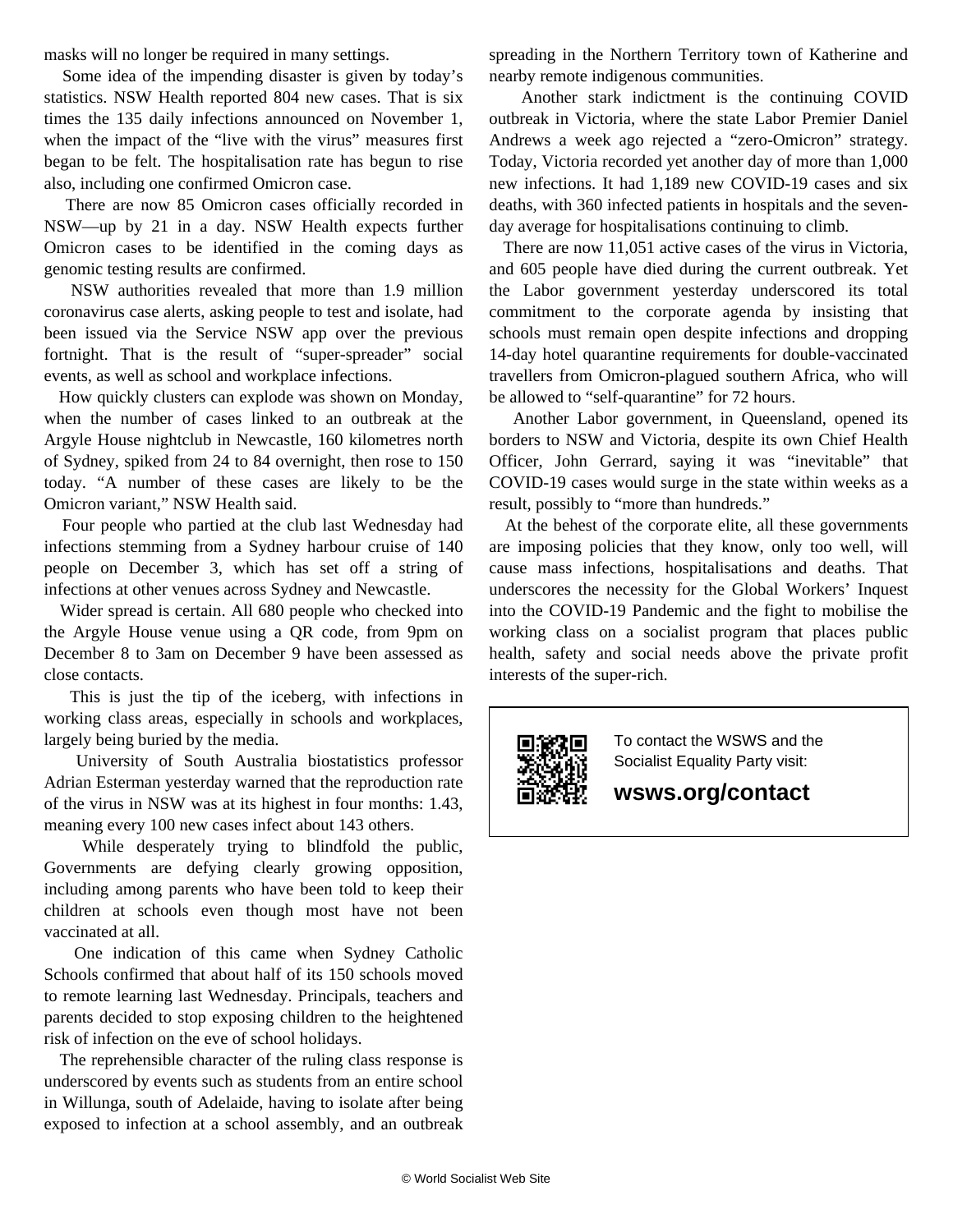masks will no longer be required in many settings.

Some idea of the impending disaster is given by today's statistics. NSW Health reported 804 new cases. That is six times the 135 daily infections announced on November 1, when the impact of the "live with the virus" measures first began to be felt. The hospitalisation rate has begun to rise also, including one confirmed Omicron case.

There are now 85 Omicron cases officially recorded in NSW—up by 21 in a day. NSW Health expects further Omicron cases to be identified in the coming days as genomic testing results are confirmed.

NSW authorities revealed that more than 1.9 million coronavirus case alerts, asking people to test and isolate, had been issued via the Service NSW app over the previous fortnight. That is the result of "super-spreader" social events, as well as school and workplace infections.

How quickly clusters can explode was shown on Monday, when the number of cases linked to an outbreak at the Argyle House nightclub in Newcastle, 160 kilometres north of Sydney, spiked from 24 to 84 overnight, then rose to 150 today. "A number of these cases are likely to be the Omicron variant," NSW Health said.

Four people who partied at the club last Wednesday had infections stemming from a Sydney harbour cruise of 140 people on December 3, which has set off a string of infections at other venues across Sydney and Newcastle.

Wider spread is certain. All 680 people who checked into the Argyle House venue using a QR code, from 9pm on December 8 to 3am on December 9 have been assessed as close contacts.

This is just the tip of the iceberg, with infections in working class areas, especially in schools and workplaces, largely being buried by the media.

University of South Australia biostatistics professor Adrian Esterman yesterday warned that the reproduction rate of the virus in NSW was at its highest in four months: 1.43, meaning every 100 new cases infect about 143 others.

While desperately trying to blindfold the public, Governments are defying clearly growing opposition, including among parents who have been told to keep their children at schools even though most have not been vaccinated at all.

One indication of this came when Sydney Catholic Schools confirmed that about half of its 150 schools moved to remote learning last Wednesday. Principals, teachers and parents decided to stop exposing children to the heightened risk of infection on the eve of school holidays.

The reprehensible character of the ruling class response is underscored by events such as students from an entire school in Willunga, south of Adelaide, having to isolate after being exposed to infection at a school assembly, and an outbreak spreading in the Northern Territory town of Katherine and nearby remote indigenous communities.

Another stark indictment is the continuing COVID outbreak in Victoria, where the state Labor Premier Daniel Andrews a week ago rejected a "zero-Omicron" strategy. Today, Victoria recorded yet another day of more than 1,000 new infections. It had 1,189 new COVID-19 cases and six deaths, with 360 infected patients in hospitals and the seven-day average for hospitalisations continuing to climb.

There are now 11,051 active cases of the virus in Victoria, and 605 people have died during the current outbreak. Yet the Labor government yesterday underscored its total commitment to the corporate agenda by insisting that schools must remain open despite infections and dropping 14-day hotel quarantine requirements for double-vaccinated travellers from Omicron-plagued southern Africa, who will be allowed to "self-quarantine" for 72 hours.

Another Labor government, in Queensland, opened its borders to NSW and Victoria, despite its own Chief Health Officer, John Gerrard, saying it was "inevitable" that COVID-19 cases would surge in the state within weeks as a result, possibly to "more than hundreds."

At the behest of the corporate elite, all these governments are imposing policies that they know, only too well, will cause mass infections, hospitalisations and deaths. That underscores the necessity for the Global Workers' Inquest into the COVID-19 Pandemic and the fight to mobilise the working class on a socialist program that places public health, safety and social needs above the private profit interests of the super-rich.

To contact the WSWS and the Socialist Equality Party visit:

**wsws.org/contact**